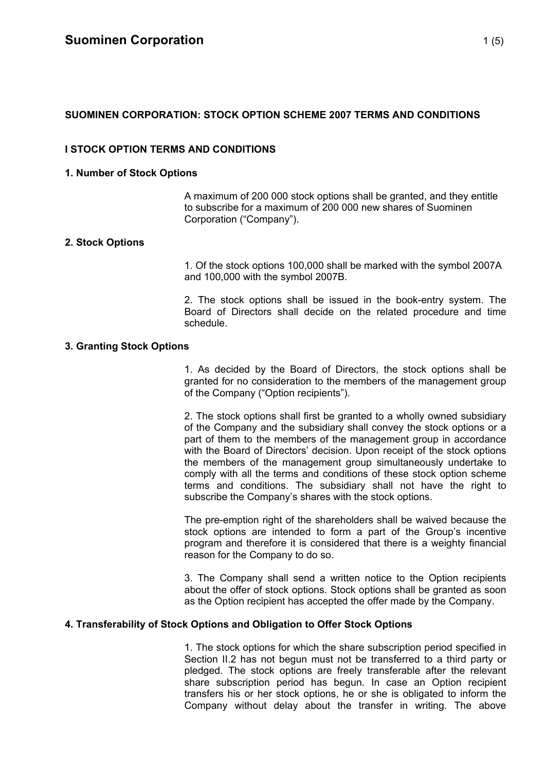# Suominen Corporation

## SUOMINEN CORPORATION: STOCK OPTION SCHEME 2007 TERMS AND CONDITIONS

### I STOCK OPTION TERMS AND CONDITIONS

#### 1. Number of Stock Options

A maximum of 200 000 stock options shall be granted, and they entitle to subscribe for a maximum of 200 000 new shares of Suominen Corporation ("Company").

#### 2. Stock Options

1. Of the stock options 100,000 shall be marked with the symbol 2007A and 100,000 with the symbol 2007B.

2. The stock options shall be issued in the book-entry system. The Board of Directors shall decide on the related procedure and time schedule.

#### 3. Granting Stock Options

1. As decided by the Board of Directors, the stock options shall be granted for no consideration to the members of the management group of the Company ("Option recipients").

2. The stock options shall first be granted to a wholly owned subsidiary of the Company and the subsidiary shall convey the stock options or a part of them to the members of the management group in accordance with the Board of Directors' decision. Upon receipt of the stock options the members of the management group simultaneously undertake to comply with all the terms and conditions of these stock option scheme terms and conditions. The subsidiary shall not have the right to subscribe the Company's shares with the stock options.

The pre-emption right of the shareholders shall be waived because the stock options are intended to form a part of the Group's incentive program and therefore it is considered that there is a weighty financial reason for the Company to do so.

3. The Company shall send a written notice to the Option recipients about the offer of stock options. Stock options shall be granted as soon as the Option recipient has accepted the offer made by the Company.

#### 4. Transferability of Stock Options and Obligation to Offer Stock Options

1. The stock options for which the share subscription period specified in Section II.2 has not begun must not be transferred to a third party or pledged. The stock options are freely transferable after the relevant share subscription period has begun. In case an Option recipient transfers his or her stock options, he or she is obligated to inform the Company without delay about the transfer in writing. The above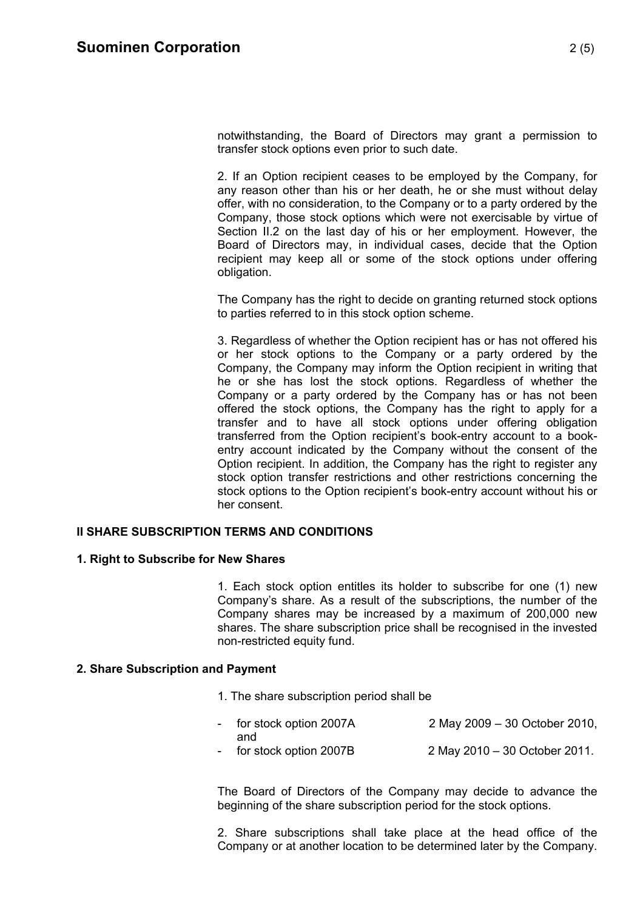notwithstanding, the Board of Directors may grant a permission to transfer stock options even prior to such date.

2. If an Option recipient ceases to be employed by the Company, for any reason other than his or her death, he or she must without delay offer, with no consideration, to the Company or to a party ordered by the Company, those stock options which were not exercisable by virtue of Section II.2 on the last day of his or her employment. However, the Board of Directors may, in individual cases, decide that the Option recipient may keep all or some of the stock options under offering obligation.

The Company has the right to decide on granting returned stock options to parties referred to in this stock option scheme.

3. Regardless of whether the Option recipient has or has not offered his or her stock options to the Company or a party ordered by the Company, the Company may inform the Option recipient in writing that he or she has lost the stock options. Regardless of whether the Company or a party ordered by the Company has or has not been offered the stock options, the Company has the right to apply for a transfer and to have all stock options under offering obligation transferred from the Option recipient's book-entry account to a book-entry account indicated by the Company without the consent of the Option recipient. In addition, the Company has the right to register any stock option transfer restrictions and other restrictions concerning the stock options to the Option recipient's book-entry account without his or her consent.

## II SHARE SUBSCRIPTION TERMS AND CONDITIONS

### 1. Right to Subscribe for New Shares

1. Each stock option entitles its holder to subscribe for one (1) new Company's share. As a result of the subscriptions, the number of the Company shares may be increased by a maximum of 200,000 new shares. The share subscription price shall be recognised in the invested non-restricted equity fund.

### 2. Share Subscription and Payment

1. The share subscription period shall be

- for stock option 2007A — 2 May 2009 – 30 October 2010, and
- for stock option 2007B — 2 May 2010 – 30 October 2011.

The Board of Directors of the Company may decide to advance the beginning of the share subscription period for the stock options.

2. Share subscriptions shall take place at the head office of the Company or at another location to be determined later by the Company.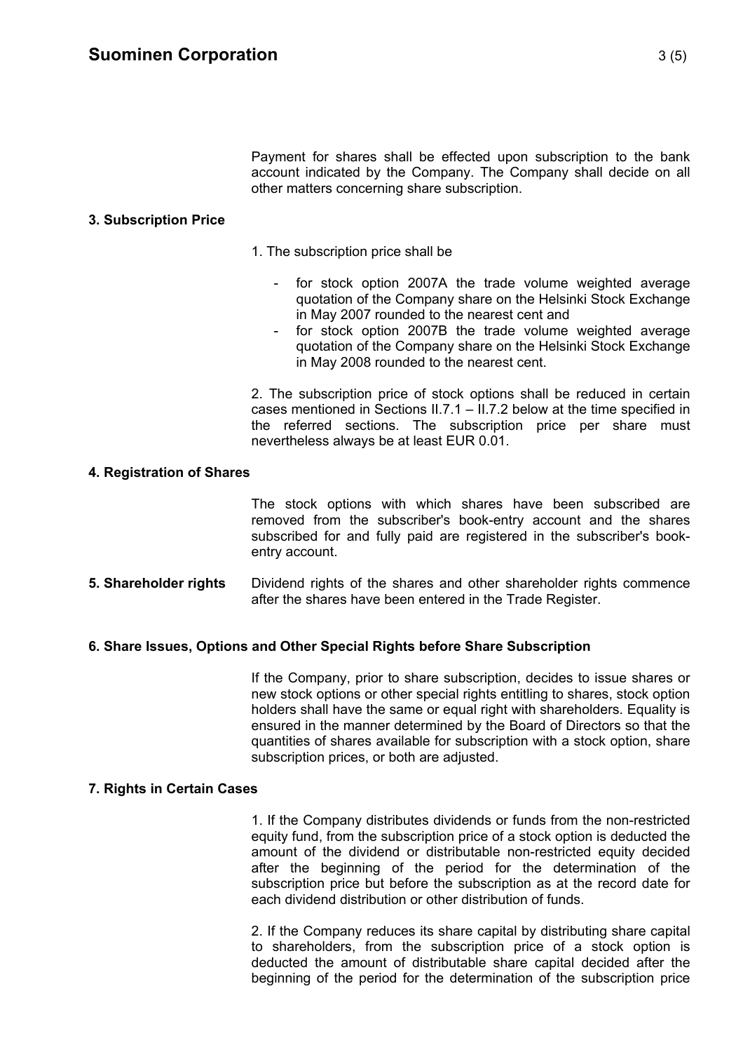Payment for shares shall be effected upon subscription to the bank account indicated by the Company. The Company shall decide on all other matters concerning share subscription.

**3. Subscription Price**

1. The subscription price shall be

- for stock option 2007A the trade volume weighted average quotation of the Company share on the Helsinki Stock Exchange in May 2007 rounded to the nearest cent and
- for stock option 2007B the trade volume weighted average quotation of the Company share on the Helsinki Stock Exchange in May 2008 rounded to the nearest cent.

2. The subscription price of stock options shall be reduced in certain cases mentioned in Sections II.7.1 – II.7.2 below at the time specified in the referred sections. The subscription price per share must nevertheless always be at least EUR 0.01.

**4. Registration of Shares**

The stock options with which shares have been subscribed are removed from the subscriber's book-entry account and the shares subscribed for and fully paid are registered in the subscriber's book-entry account.

**5. Shareholder rights**

Dividend rights of the shares and other shareholder rights commence after the shares have been entered in the Trade Register.

**6. Share Issues, Options and Other Special Rights before Share Subscription**

If the Company, prior to share subscription, decides to issue shares or new stock options or other special rights entitling to shares, stock option holders shall have the same or equal right with shareholders. Equality is ensured in the manner determined by the Board of Directors so that the quantities of shares available for subscription with a stock option, share subscription prices, or both are adjusted.

**7. Rights in Certain Cases**

1. If the Company distributes dividends or funds from the non-restricted equity fund, from the subscription price of a stock option is deducted the amount of the dividend or distributable non-restricted equity decided after the beginning of the period for the determination of the subscription price but before the subscription as at the record date for each dividend distribution or other distribution of funds.

2. If the Company reduces its share capital by distributing share capital to shareholders, from the subscription price of a stock option is deducted the amount of distributable share capital decided after the beginning of the period for the determination of the subscription price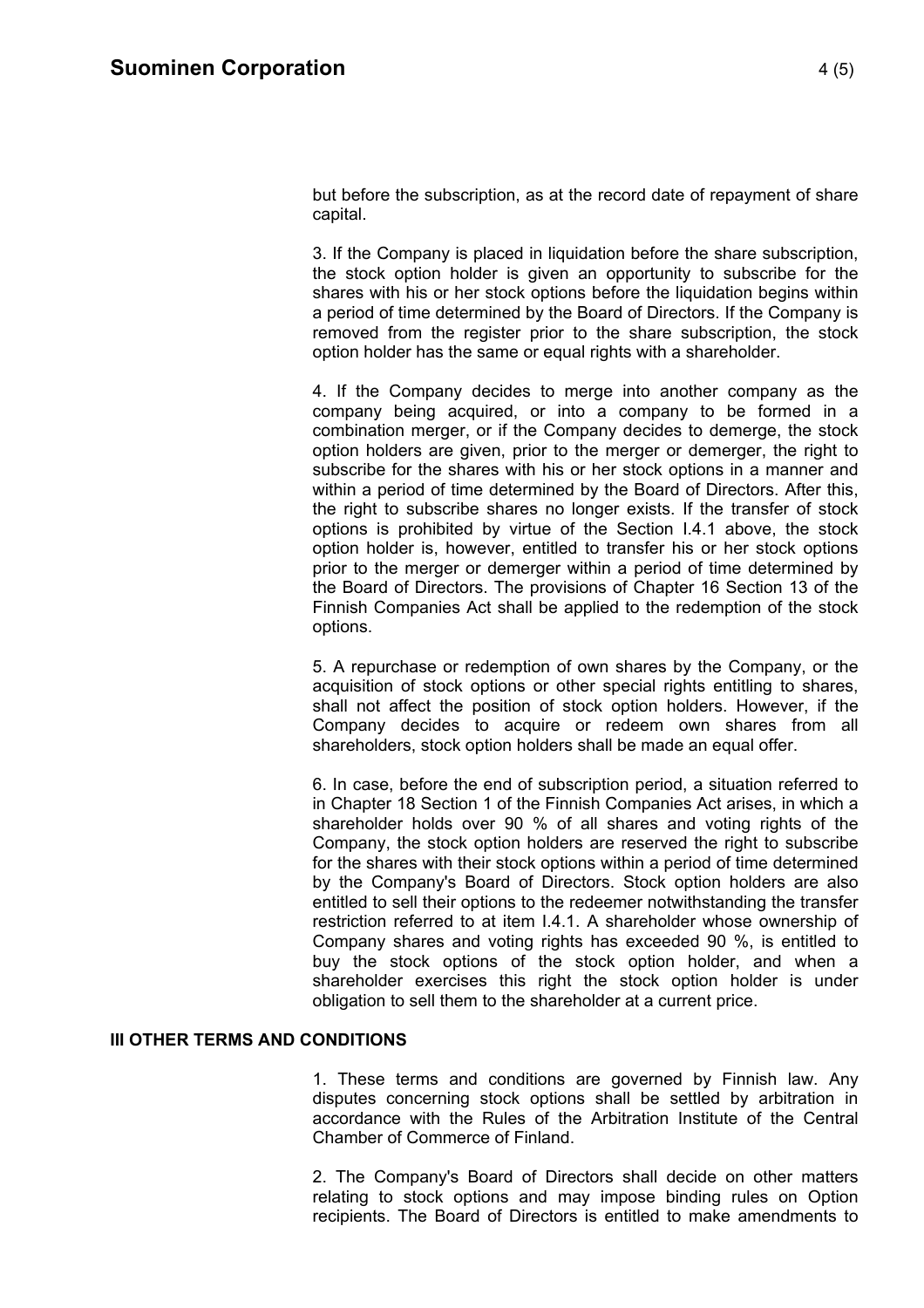but before the subscription, as at the record date of repayment of share capital.

3. If the Company is placed in liquidation before the share subscription, the stock option holder is given an opportunity to subscribe for the shares with his or her stock options before the liquidation begins within a period of time determined by the Board of Directors. If the Company is removed from the register prior to the share subscription, the stock option holder has the same or equal rights with a shareholder.

4. If the Company decides to merge into another company as the company being acquired, or into a company to be formed in a combination merger, or if the Company decides to demerge, the stock option holders are given, prior to the merger or demerger, the right to subscribe for the shares with his or her stock options in a manner and within a period of time determined by the Board of Directors. After this, the right to subscribe shares no longer exists. If the transfer of stock options is prohibited by virtue of the Section I.4.1 above, the stock option holder is, however, entitled to transfer his or her stock options prior to the merger or demerger within a period of time determined by the Board of Directors. The provisions of Chapter 16 Section 13 of the Finnish Companies Act shall be applied to the redemption of the stock options.

5. A repurchase or redemption of own shares by the Company, or the acquisition of stock options or other special rights entitling to shares, shall not affect the position of stock option holders. However, if the Company decides to acquire or redeem own shares from all shareholders, stock option holders shall be made an equal offer.

6. In case, before the end of subscription period, a situation referred to in Chapter 18 Section 1 of the Finnish Companies Act arises, in which a shareholder holds over 90 % of all shares and voting rights of the Company, the stock option holders are reserved the right to subscribe for the shares with their stock options within a period of time determined by the Company's Board of Directors. Stock option holders are also entitled to sell their options to the redeemer notwithstanding the transfer restriction referred to at item I.4.1. A shareholder whose ownership of Company shares and voting rights has exceeded 90 %, is entitled to buy the stock options of the stock option holder, and when a shareholder exercises this right the stock option holder is under obligation to sell them to the shareholder at a current price.

## III OTHER TERMS AND CONDITIONS

1. These terms and conditions are governed by Finnish law. Any disputes concerning stock options shall be settled by arbitration in accordance with the Rules of the Arbitration Institute of the Central Chamber of Commerce of Finland.

2. The Company's Board of Directors shall decide on other matters relating to stock options and may impose binding rules on Option recipients. The Board of Directors is entitled to make amendments to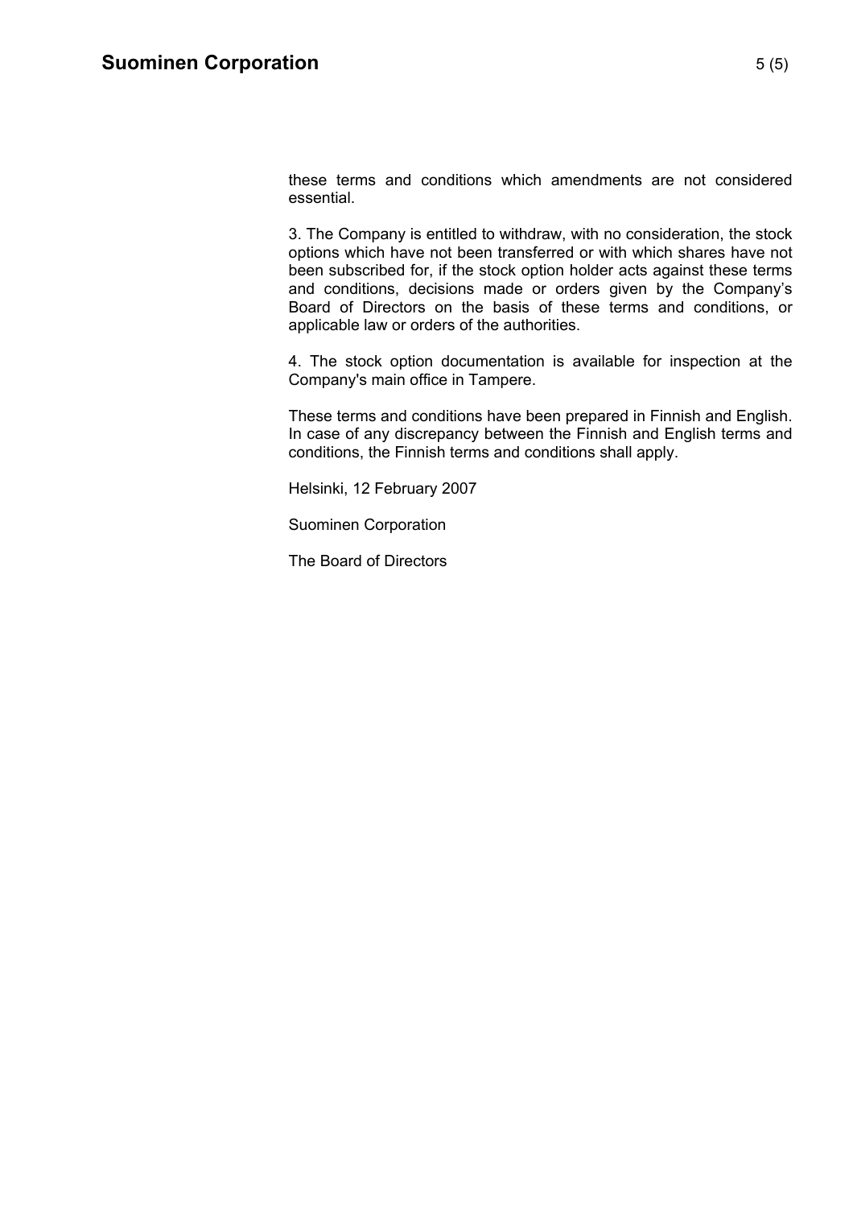these terms and conditions which amendments are not considered essential.

3. The Company is entitled to withdraw, with no consideration, the stock options which have not been transferred or with which shares have not been subscribed for, if the stock option holder acts against these terms and conditions, decisions made or orders given by the Company's Board of Directors on the basis of these terms and conditions, or applicable law or orders of the authorities.

4. The stock option documentation is available for inspection at the Company's main office in Tampere.

These terms and conditions have been prepared in Finnish and English. In case of any discrepancy between the Finnish and English terms and conditions, the Finnish terms and conditions shall apply.

Helsinki, 12 February 2007

Suominen Corporation

The Board of Directors